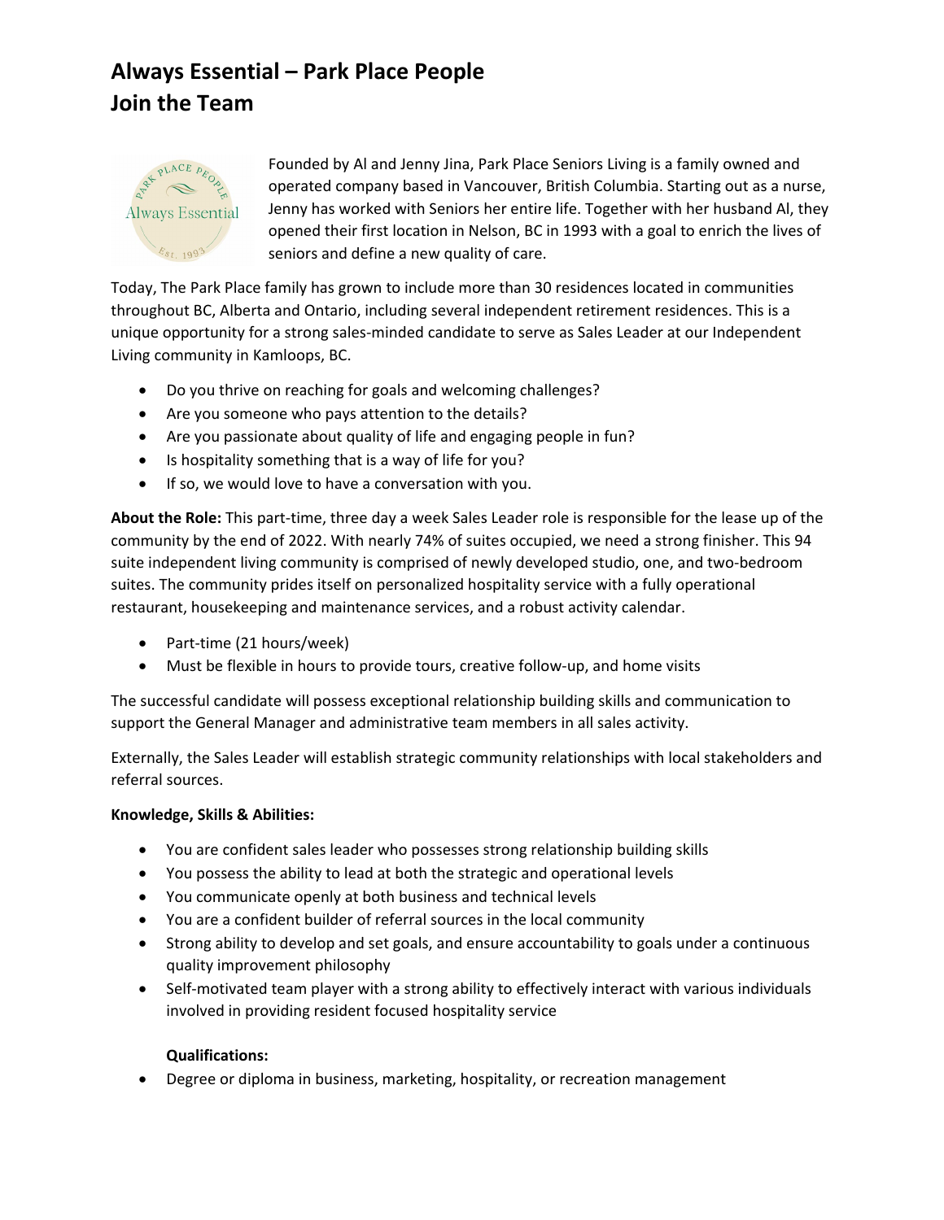# Always Essential – Park Place People
# Join the Team

Founded by Al and Jenny Jina, Park Place Seniors Living is a family owned and operated company based in Vancouver, British Columbia. Starting out as a nurse, Jenny has worked with Seniors her entire life. Together with her husband Al, they opened their first location in Nelson, BC in 1993 with a goal to enrich the lives of seniors and define a new quality of care.

Today, The Park Place family has grown to include more than 30 residences located in communities throughout BC, Alberta and Ontario, including several independent retirement residences. This is a unique opportunity for a strong sales-minded candidate to serve as Sales Leader at our Independent Living community in Kamloops, BC.

- Do you thrive on reaching for goals and welcoming challenges?
- Are you someone who pays attention to the details?
- Are you passionate about quality of life and engaging people in fun?
- Is hospitality something that is a way of life for you?
- If so, we would love to have a conversation with you.

**About the Role:** This part-time, three day a week Sales Leader role is responsible for the lease up of the community by the end of 2022. With nearly 74% of suites occupied, we need a strong finisher. This 94 suite independent living community is comprised of newly developed studio, one, and two-bedroom suites. The community prides itself on personalized hospitality service with a fully operational restaurant, housekeeping and maintenance services, and a robust activity calendar.

- Part-time (21 hours/week)
- Must be flexible in hours to provide tours, creative follow-up, and home visits

The successful candidate will possess exceptional relationship building skills and communication to support the General Manager and administrative team members in all sales activity.

Externally, the Sales Leader will establish strategic community relationships with local stakeholders and referral sources.

**Knowledge, Skills & Abilities:**

- You are confident sales leader who possesses strong relationship building skills
- You possess the ability to lead at both the strategic and operational levels
- You communicate openly at both business and technical levels
- You are a confident builder of referral sources in the local community
- Strong ability to develop and set goals, and ensure accountability to goals under a continuous quality improvement philosophy
- Self-motivated team player with a strong ability to effectively interact with various individuals involved in providing resident focused hospitality service

**Qualifications:**

- Degree or diploma in business, marketing, hospitality, or recreation management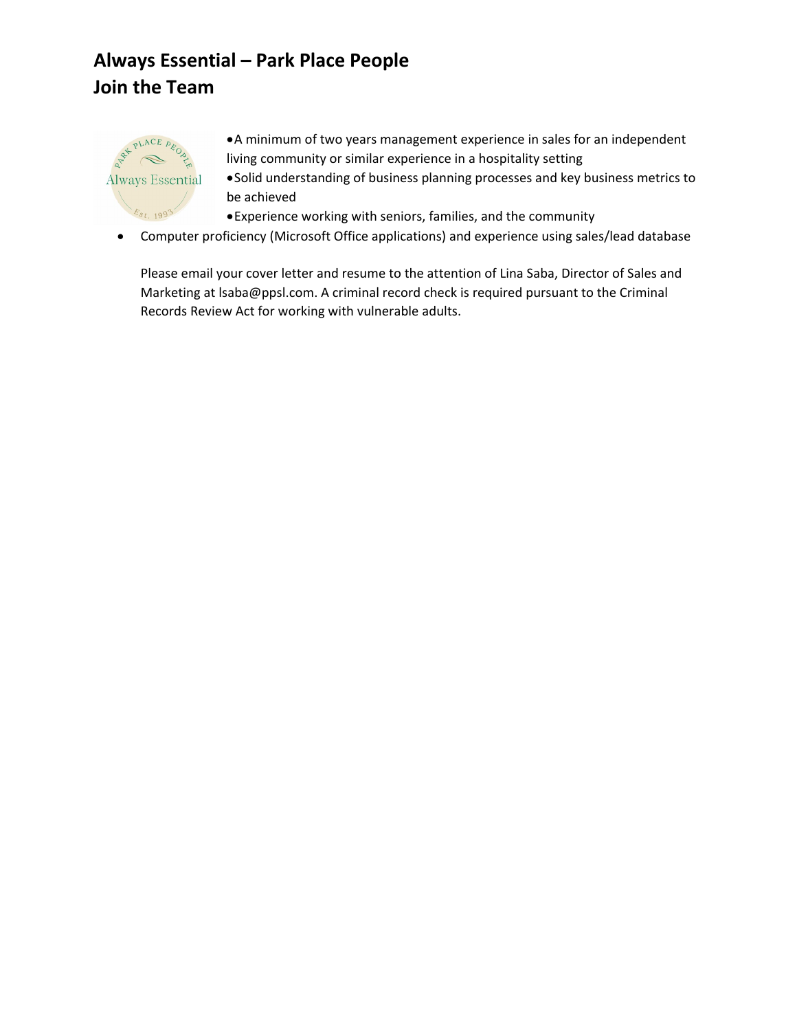## Always Essential – Park Place People
## Join the Team

- A minimum of two years management experience in sales for an independent living community or similar experience in a hospitality setting
- Solid understanding of business planning processes and key business metrics to be achieved
- Experience working with seniors, families, and the community
- Computer proficiency (Microsoft Office applications) and experience using sales/lead database

Please email your cover letter and resume to the attention of Lina Saba, Director of Sales and Marketing at lsaba@ppsl.com. A criminal record check is required pursuant to the Criminal Records Review Act for working with vulnerable adults.